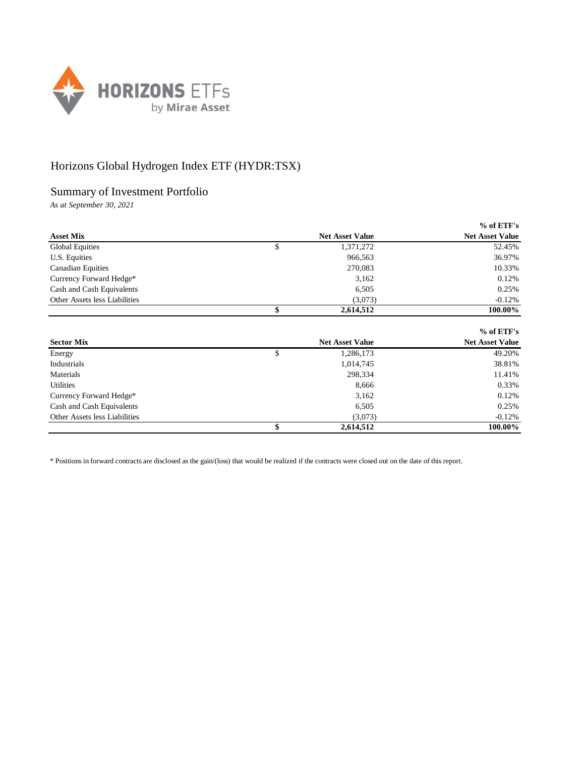# Horizons Global Hydrogen Index ETF (HYDR:TSX)

## Summary of Investment Portfolio

*As at September 30, 2021*

| Asset Mix | | Net Asset Value | % of ETF's Net Asset Value |
|---|---|---|---|
| Global Equities | $ | 1,371,272 | 52.45% |
| U.S. Equities | | 966,563 | 36.97% |
| Canadian Equities | | 270,083 | 10.33% |
| Currency Forward Hedge* | | 3,162 | 0.12% |
| Cash and Cash Equivalents | | 6,505 | 0.25% |
| Other Assets less Liabilities | | (3,073) | -0.12% |
| | **$** | **2,614,512** | **100.00%** |

| Sector Mix | | Net Asset Value | % of ETF's Net Asset Value |
|---|---|---|---|
| Energy | $ | 1,286,173 | 49.20% |
| Industrials | | 1,014,745 | 38.81% |
| Materials | | 298,334 | 11.41% |
| Utilities | | 8,666 | 0.33% |
| Currency Forward Hedge* | | 3,162 | 0.12% |
| Cash and Cash Equivalents | | 6,505 | 0.25% |
| Other Assets less Liabilities | | (3,073) | -0.12% |
| | **$** | **2,614,512** | **100.00%** |

* Positions in forward contracts are disclosed as the gain/(loss) that would be realized if the contracts were closed out on the date of this report.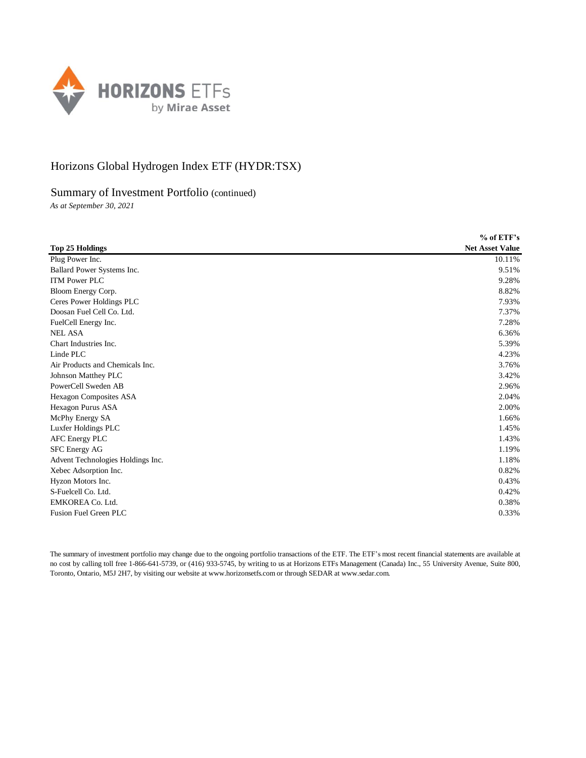# Horizons Global Hydrogen Index ETF (HYDR:TSX)

## Summary of Investment Portfolio (continued)

*As at September 30, 2021*

| Top 25 Holdings | % of ETF's Net Asset Value |
|---|---|
| Plug Power Inc. | 10.11% |
| Ballard Power Systems Inc. | 9.51% |
| ITM Power PLC | 9.28% |
| Bloom Energy Corp. | 8.82% |
| Ceres Power Holdings PLC | 7.93% |
| Doosan Fuel Cell Co. Ltd. | 7.37% |
| FuelCell Energy Inc. | 7.28% |
| NEL ASA | 6.36% |
| Chart Industries Inc. | 5.39% |
| Linde PLC | 4.23% |
| Air Products and Chemicals Inc. | 3.76% |
| Johnson Matthey PLC | 3.42% |
| PowerCell Sweden AB | 2.96% |
| Hexagon Composites ASA | 2.04% |
| Hexagon Purus ASA | 2.00% |
| McPhy Energy SA | 1.66% |
| Luxfer Holdings PLC | 1.45% |
| AFC Energy PLC | 1.43% |
| SFC Energy AG | 1.19% |
| Advent Technologies Holdings Inc. | 1.18% |
| Xebec Adsorption Inc. | 0.82% |
| Hyzon Motors Inc. | 0.43% |
| S-Fuelcell Co. Ltd. | 0.42% |
| EMKOREA Co. Ltd. | 0.38% |
| Fusion Fuel Green PLC | 0.33% |

The summary of investment portfolio may change due to the ongoing portfolio transactions of the ETF. The ETF's most recent financial statements are available at no cost by calling toll free 1-866-641-5739, or (416) 933-5745, by writing to us at Horizons ETFs Management (Canada) Inc., 55 University Avenue, Suite 800, Toronto, Ontario, M5J 2H7, by visiting our website at www.horizonsetfs.com or through SEDAR at www.sedar.com.